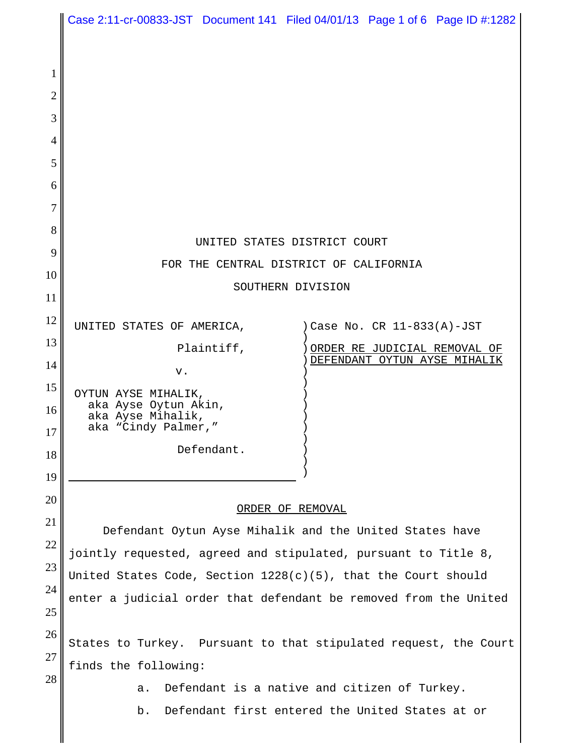UNITED STATES DISTRICT COURT

FOR THE CENTRAL DISTRICT OF CALIFORNIA

SOUTHERN DIVISION

| | |
|---|---|
| UNITED STATES OF AMERICA,<br><br>Plaintiff,<br><br>v.<br><br>OYTUN AYSE MIHALIK,<br>aka Ayse Oytun Akin,<br>aka Ayse Mihalik,<br>aka “Cindy Palmer,”<br><br>Defendant. | Case No. CR 11-833(A)-JST<br><br>ORDER RE JUDICIAL REMOVAL OF DEFENDANT OYTUN AYSE MIHALIK |

ORDER OF REMOVAL

Defendant Oytun Ayse Mihalik and the United States have jointly requested, agreed and stipulated, pursuant to Title 8, United States Code, Section 1228(c)(5), that the Court should enter a judicial order that defendant be removed from the United States to Turkey. Pursuant to that stipulated request, the Court finds the following:

a. Defendant is a native and citizen of Turkey.

b. Defendant first entered the United States at or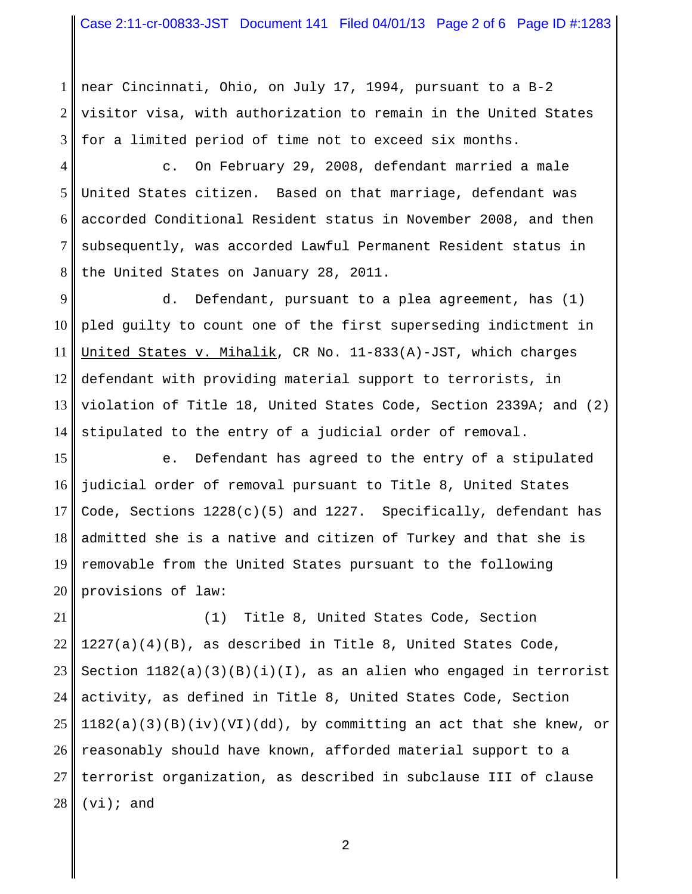near Cincinnati, Ohio, on July 17, 1994, pursuant to a B-2 visitor visa, with authorization to remain in the United States for a limited period of time not to exceed six months.

c. On February 29, 2008, defendant married a male United States citizen. Based on that marriage, defendant was accorded Conditional Resident status in November 2008, and then subsequently, was accorded Lawful Permanent Resident status in the United States on January 28, 2011.

d. Defendant, pursuant to a plea agreement, has (1) pled guilty to count one of the first superseding indictment in United States v. Mihalik, CR No. 11-833(A)-JST, which charges defendant with providing material support to terrorists, in violation of Title 18, United States Code, Section 2339A; and (2) stipulated to the entry of a judicial order of removal.

e. Defendant has agreed to the entry of a stipulated judicial order of removal pursuant to Title 8, United States Code, Sections 1228(c)(5) and 1227. Specifically, defendant has admitted she is a native and citizen of Turkey and that she is removable from the United States pursuant to the following provisions of law:

(1) Title 8, United States Code, Section 1227(a)(4)(B), as described in Title 8, United States Code, Section 1182(a)(3)(B)(i)(I), as an alien who engaged in terrorist activity, as defined in Title 8, United States Code, Section 1182(a)(3)(B)(iv)(VI)(dd), by committing an act that she knew, or reasonably should have known, afforded material support to a terrorist organization, as described in subclause III of clause (vi); and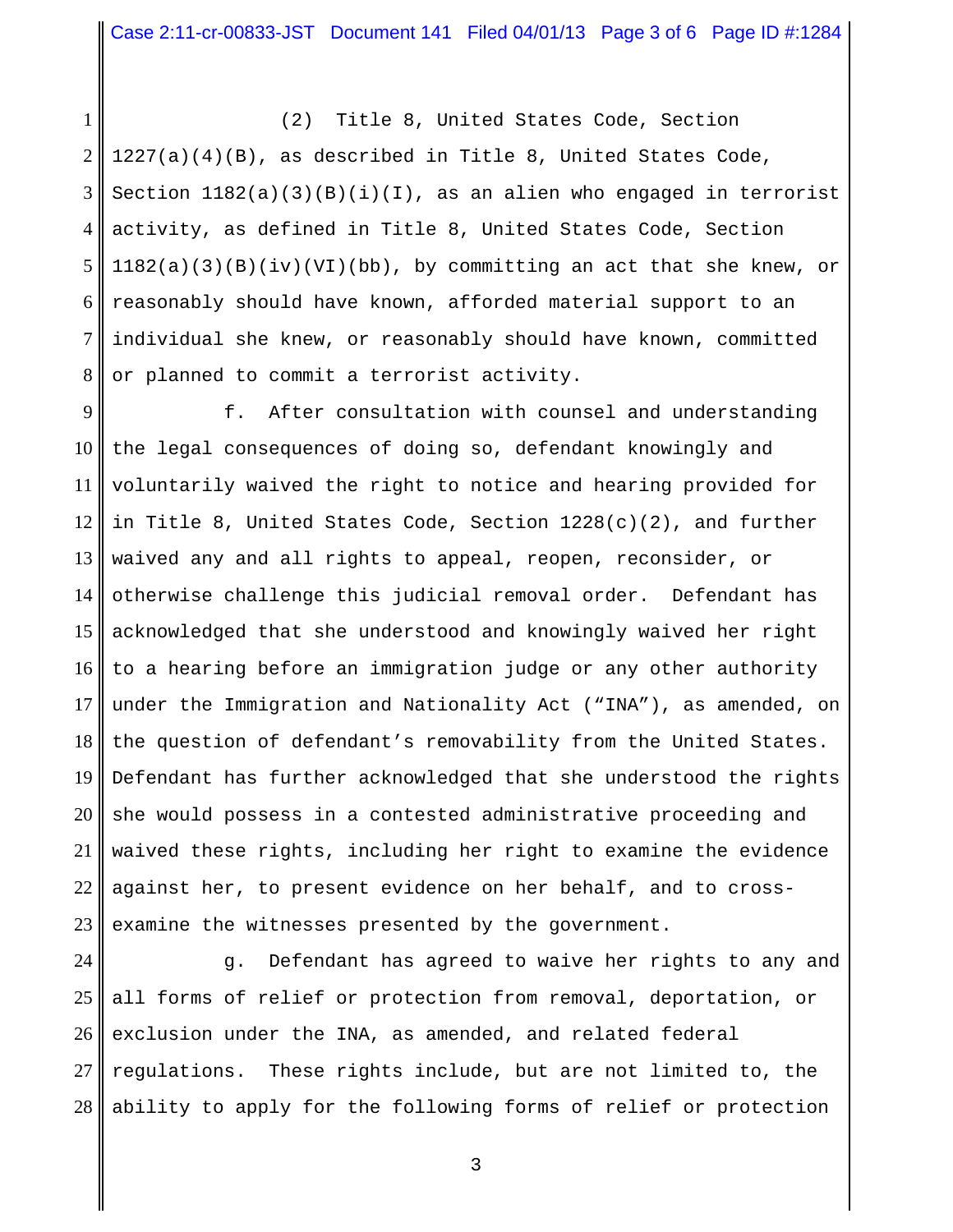(2) Title 8, United States Code, Section 1227(a)(4)(B), as described in Title 8, United States Code, Section 1182(a)(3)(B)(i)(I), as an alien who engaged in terrorist activity, as defined in Title 8, United States Code, Section 1182(a)(3)(B)(iv)(VI)(bb), by committing an act that she knew, or reasonably should have known, afforded material support to an individual she knew, or reasonably should have known, committed or planned to commit a terrorist activity.

f. After consultation with counsel and understanding the legal consequences of doing so, defendant knowingly and voluntarily waived the right to notice and hearing provided for in Title 8, United States Code, Section 1228(c)(2), and further waived any and all rights to appeal, reopen, reconsider, or otherwise challenge this judicial removal order. Defendant has acknowledged that she understood and knowingly waived her right to a hearing before an immigration judge or any other authority under the Immigration and Nationality Act ("INA"), as amended, on the question of defendant's removability from the United States. Defendant has further acknowledged that she understood the rights she would possess in a contested administrative proceeding and waived these rights, including her right to examine the evidence against her, to present evidence on her behalf, and to cross-examine the witnesses presented by the government.

g. Defendant has agreed to waive her rights to any and all forms of relief or protection from removal, deportation, or exclusion under the INA, as amended, and related federal regulations. These rights include, but are not limited to, the ability to apply for the following forms of relief or protection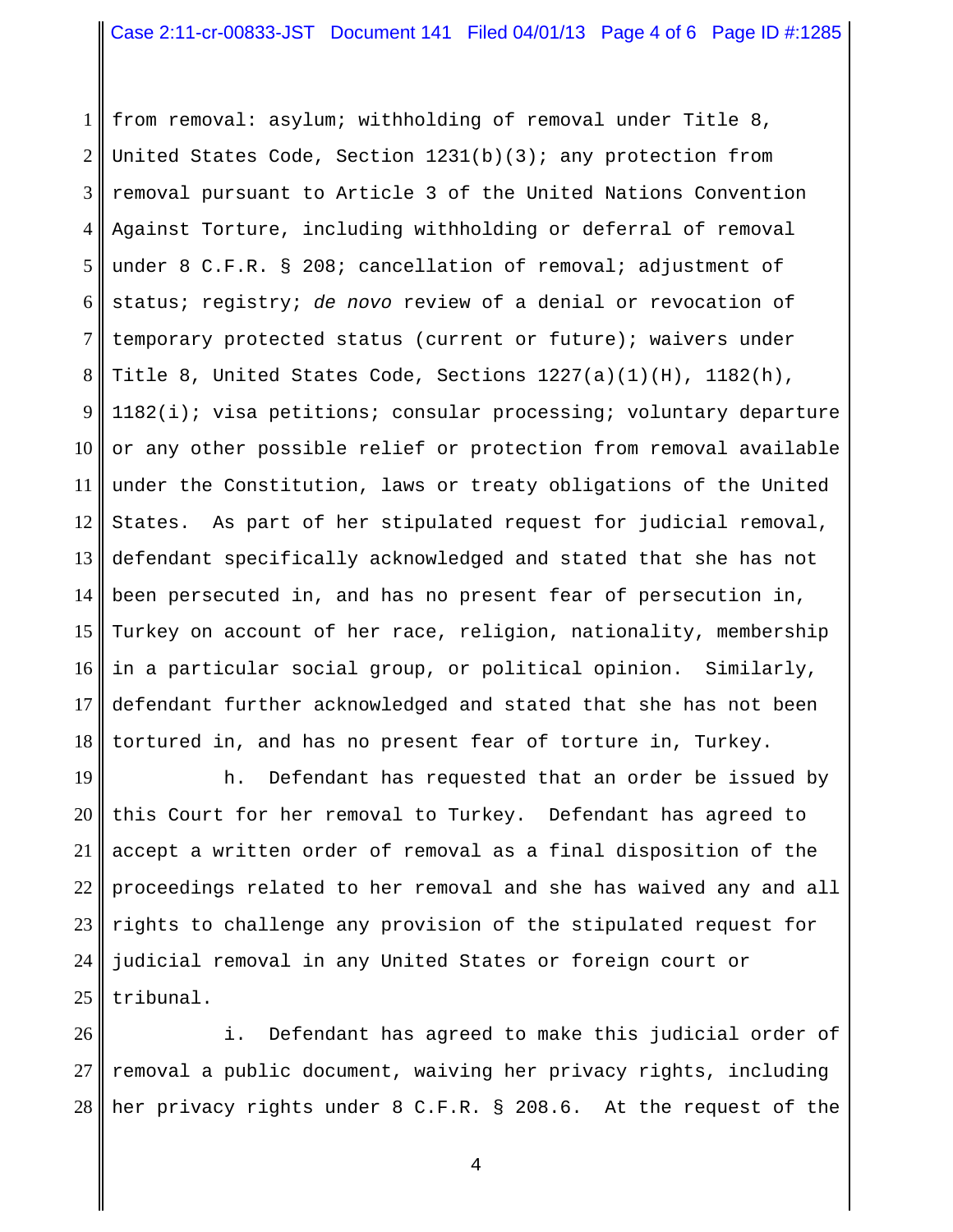from removal: asylum; withholding of removal under Title 8, United States Code, Section 1231(b)(3); any protection from removal pursuant to Article 3 of the United Nations Convention Against Torture, including withholding or deferral of removal under 8 C.F.R. § 208; cancellation of removal; adjustment of status; registry; *de novo* review of a denial or revocation of temporary protected status (current or future); waivers under Title 8, United States Code, Sections 1227(a)(1)(H), 1182(h), 1182(i); visa petitions; consular processing; voluntary departure or any other possible relief or protection from removal available under the Constitution, laws or treaty obligations of the United States. As part of her stipulated request for judicial removal, defendant specifically acknowledged and stated that she has not been persecuted in, and has no present fear of persecution in, Turkey on account of her race, religion, nationality, membership in a particular social group, or political opinion. Similarly, defendant further acknowledged and stated that she has not been tortured in, and has no present fear of torture in, Turkey.

h. Defendant has requested that an order be issued by this Court for her removal to Turkey. Defendant has agreed to accept a written order of removal as a final disposition of the proceedings related to her removal and she has waived any and all rights to challenge any provision of the stipulated request for judicial removal in any United States or foreign court or tribunal.

i. Defendant has agreed to make this judicial order of removal a public document, waiving her privacy rights, including her privacy rights under 8 C.F.R. § 208.6. At the request of the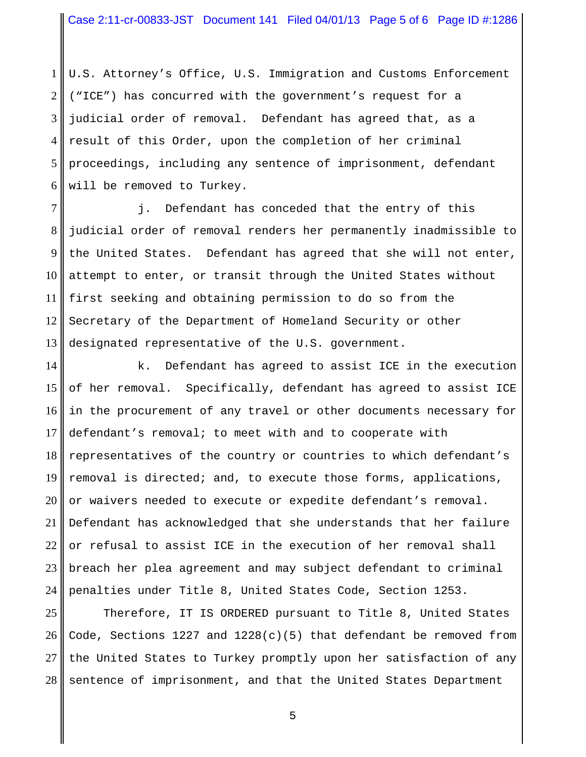U.S. Attorney's Office, U.S. Immigration and Customs Enforcement ("ICE") has concurred with the government's request for a judicial order of removal. Defendant has agreed that, as a result of this Order, upon the completion of her criminal proceedings, including any sentence of imprisonment, defendant will be removed to Turkey.

j. Defendant has conceded that the entry of this judicial order of removal renders her permanently inadmissible to the United States. Defendant has agreed that she will not enter, attempt to enter, or transit through the United States without first seeking and obtaining permission to do so from the Secretary of the Department of Homeland Security or other designated representative of the U.S. government.

k. Defendant has agreed to assist ICE in the execution of her removal. Specifically, defendant has agreed to assist ICE in the procurement of any travel or other documents necessary for defendant's removal; to meet with and to cooperate with representatives of the country or countries to which defendant's removal is directed; and, to execute those forms, applications, or waivers needed to execute or expedite defendant's removal. Defendant has acknowledged that she understands that her failure or refusal to assist ICE in the execution of her removal shall breach her plea agreement and may subject defendant to criminal penalties under Title 8, United States Code, Section 1253.

Therefore, IT IS ORDERED pursuant to Title 8, United States Code, Sections 1227 and 1228(c)(5) that defendant be removed from the United States to Turkey promptly upon her satisfaction of any sentence of imprisonment, and that the United States Department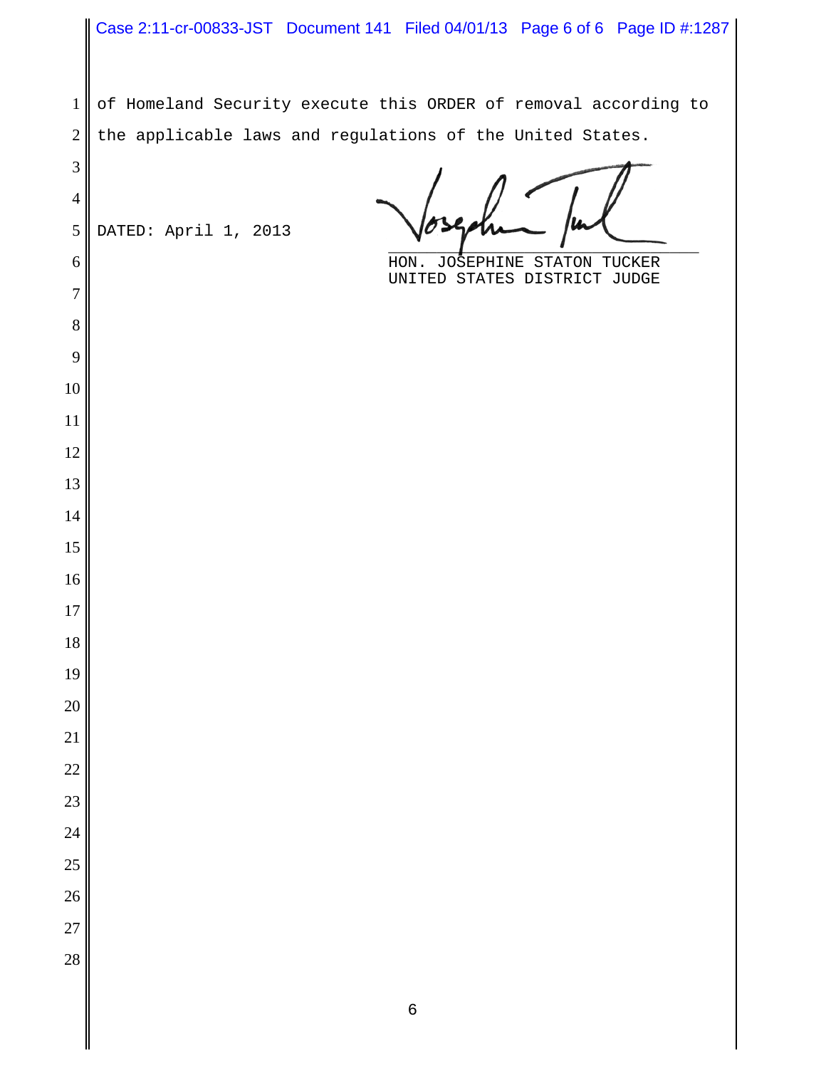of Homeland Security execute this ORDER of removal according to the applicable laws and regulations of the United States.

DATED: April 1, 2013

HON. JOSEPHINE STATON TUCKER
UNITED STATES DISTRICT JUDGE